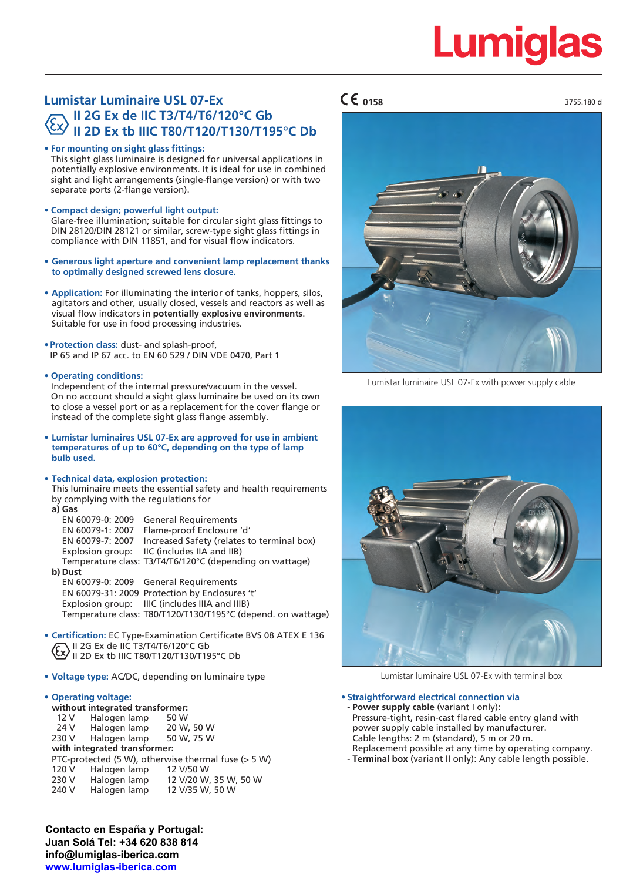# Lumiglas

## Lumistar Luminaire USL 07-Ex

### II 2G Ex de IIC T3/T4/T6/120°C Gb
### II 2D Ex tb IIIC T80/T120/T130/T195°C Db

CE 0158

3755.180 d

- **For mounting on sight glass fittings:**
  This sight glass luminaire is designed for universal applications in potentially explosive environments. It is ideal for use in combined sight and light arrangements (single-flange version) or with two separate ports (2-flange version).

- **Compact design; powerful light output:**
  Glare-free illumination; suitable for circular sight glass fittings to DIN 28120/DIN 28121 or similar, screw-type sight glass fittings in compliance with DIN 11851, and for visual flow indicators.

- **Generous light aperture and convenient lamp replacement thanks to optimally designed screwed lens closure.**

- **Application:** For illuminating the interior of tanks, hoppers, silos, agitators and other, usually closed, vessels and reactors as well as visual flow indicators **in potentially explosive environments**. Suitable for use in food processing industries.

- **Protection class:** dust- and splash-proof, IP 65 and IP 67 acc. to EN 60 529 / DIN VDE 0470, Part 1

- **Operating conditions:**
  Independent of the internal pressure/vacuum in the vessel. On no account should a sight glass luminaire be used on its own to close a vessel port or as a replacement for the cover flange or instead of the complete sight glass flange assembly.

- **Lumistar luminaires USL 07-Ex are approved for use in ambient temperatures of up to 60°C, depending on the type of lamp bulb used.**

- **Technical data, explosion protection:**
  This luminaire meets the essential safety and health requirements by complying with the regulations for

  **a) Gas**

  | | |
  |---|---|
  | EN 60079-0: 2009 | General Requirements |
  | EN 60079-1: 2007 | Flame-proof Enclosure 'd' |
  | EN 60079-7: 2007 | Increased Safety (relates to terminal box) |
  | Explosion group: | IIC (includes IIA and IIB) |
  | Temperature class: | T3/T4/T6/120°C (depending on wattage) |

  **b) Dust**

  | | |
  |---|---|
  | EN 60079-0: 2009 | General Requirements |
  | EN 60079-31: 2009 | Protection by Enclosures 't' |
  | Explosion group: | IIIC (includes IIIA and IIIB) |
  | Temperature class: | T80/T120/T130/T195°C (depend. on wattage) |

- **Certification:** EC Type-Examination Certificate BVS 08 ATEX E 136
  II 2G Ex de IIC T3/T4/T6/120°C Gb
  II 2D Ex tb IIIC T80/T120/T130/T195°C Db

- **Voltage type:** AC/DC, depending on luminaire type

- **Operating voltage:**

  **without integrated transformer:**

  | | | |
  |---|---|---|
  | 12 V | Halogen lamp | 50 W |
  | 24 V | Halogen lamp | 20 W, 50 W |
  | 230 V | Halogen lamp | 50 W, 75 W |

  **with integrated transformer:**

  PTC-protected (5 W), otherwise thermal fuse (> 5 W)

  | | | |
  |---|---|---|
  | 120 V | Halogen lamp | 12 V/50 W |
  | 230 V | Halogen lamp | 12 V/20 W, 35 W, 50 W |
  | 240 V | Halogen lamp | 12 V/35 W, 50 W |

Lumistar luminaire USL 07-Ex with power supply cable

Lumistar luminaire USL 07-Ex with terminal box

- **Straightforward electrical connection via**
  - **Power supply cable** (variant I only):
    Pressure-tight, resin-cast flared cable entry gland with power supply cable installed by manufacturer.
    Cable lengths: 2 m (standard), 5 m or 20 m.
    Replacement possible at any time by operating company.
  - **Terminal box** (variant II only): Any cable length possible.

**Contacto en España y Portugal:**
**Juan Solá Tel: +34 620 838 814**
**info@lumiglas-iberica.com**
**www.lumiglas-iberica.com**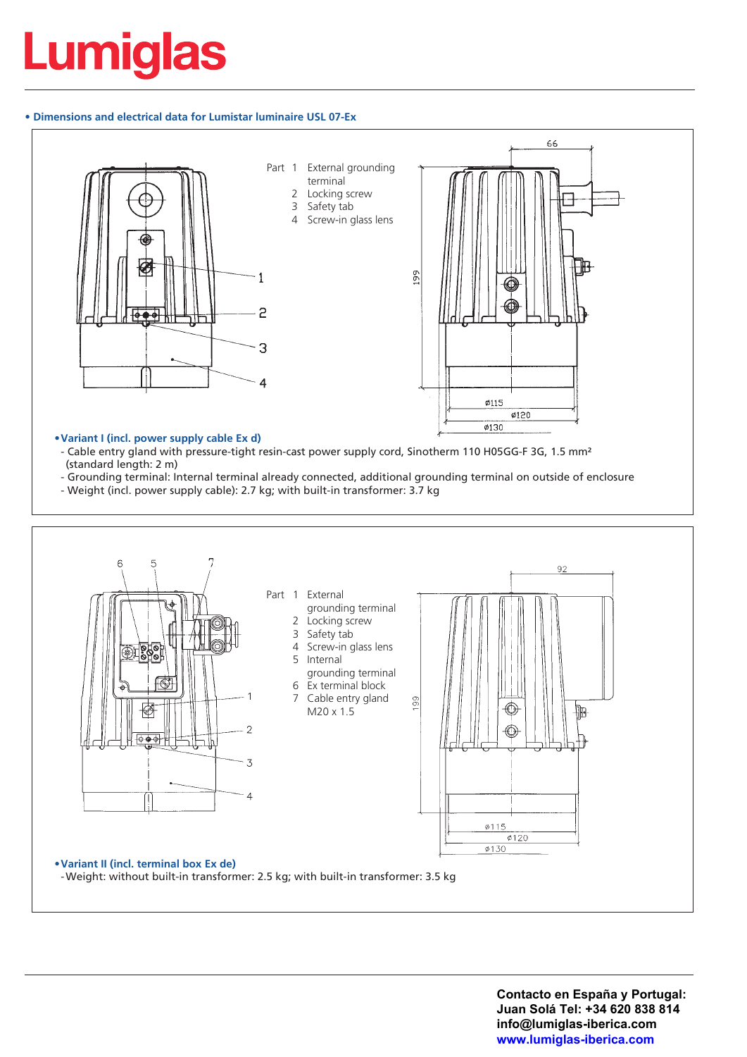# Lumiglas

**• Dimensions and electrical data for Lumistar luminaire USL 07-Ex**

Part 1 External grounding terminal
2 Locking screw
3 Safety tab
4 Screw-in glass lens

66

199

ø115
ø120
ø130

**• Variant I (incl. power supply cable Ex d)**

- Cable entry gland with pressure-tight resin-cast power supply cord, Sinotherm 110 H05GG-F 3G, 1.5 mm² (standard length: 2 m)
- Grounding terminal: Internal terminal already connected, additional grounding terminal on outside of enclosure
- Weight (incl. power supply cable): 2.7 kg; with built-in transformer: 3.7 kg

Part 1 External grounding terminal
2 Locking screw
3 Safety tab
4 Screw-in glass lens
5 Internal grounding terminal
6 Ex terminal block
7 Cable entry gland M20 x 1.5

92

199

ø115
ø120
ø130

**• Variant II (incl. terminal box Ex de)**

- Weight: without built-in transformer: 2.5 kg; with built-in transformer: 3.5 kg

**Contacto en España y Portugal:**
**Juan Solá Tel: +34 620 838 814**
**info@lumiglas-iberica.com**
**www.lumiglas-iberica.com**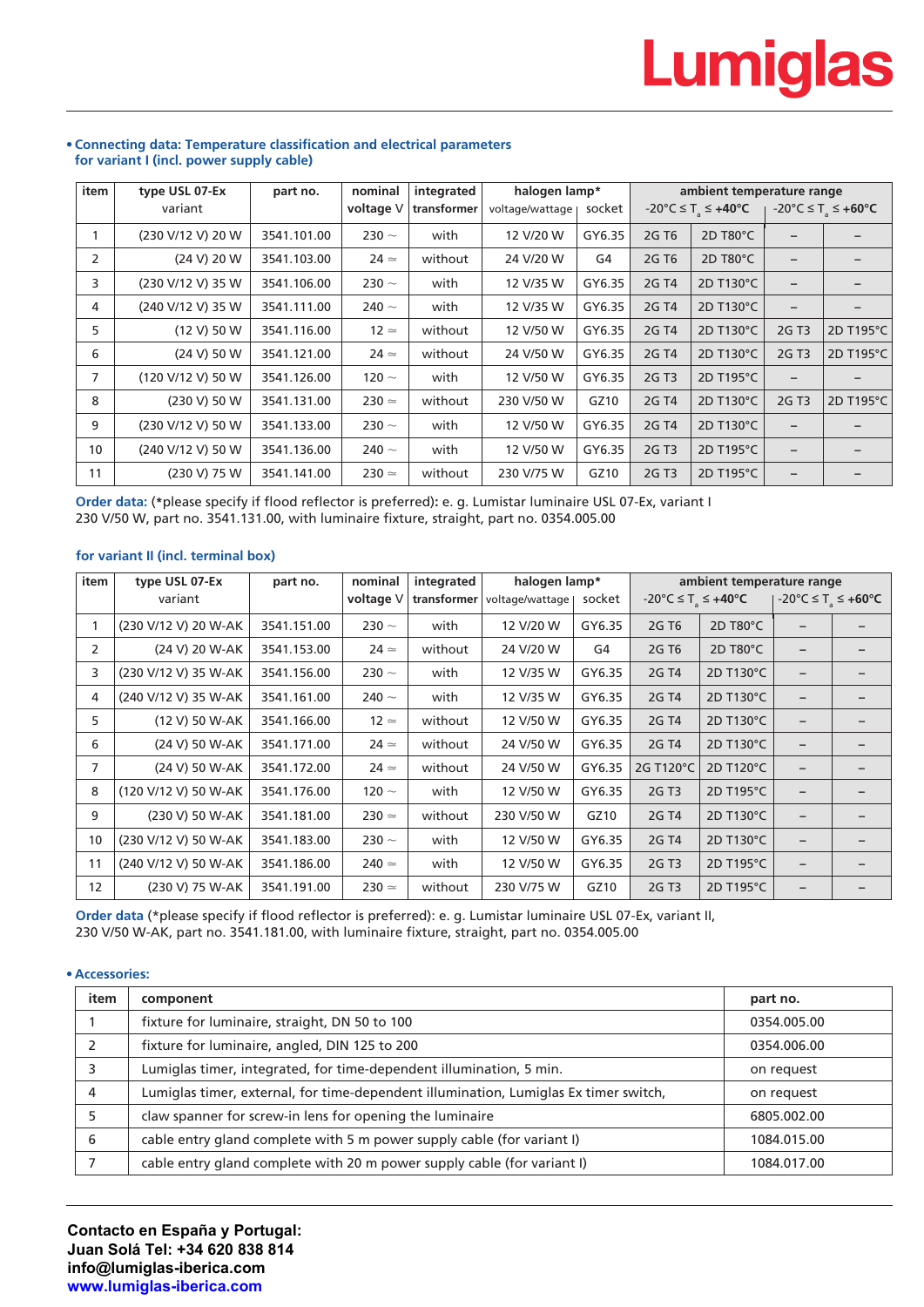• **Connecting data: Temperature classification and electrical parameters for variant I (incl. power supply cable)**

| item | type USL 07-Ex variant | part no. | nominal voltage V | integrated transformer | halogen lamp* voltage/wattage | socket | ambient temperature range -20°C ≤ $T_a$ ≤ +40°C | | -20°C ≤ $T_a$ ≤ +60°C | |
|---|---|---|---|---|---|---|---|---|---|---|
| 1 | (230 V/12 V) 20 W | 3541.101.00 | 230 ~ | with | 12 V/20 W | GY6.35 | 2G T6 | 2D T80°C | – | – |
| 2 | (24 V) 20 W | 3541.103.00 | 24 ≃ | without | 24 V/20 W | G4 | 2G T6 | 2D T80°C | – | – |
| 3 | (230 V/12 V) 35 W | 3541.106.00 | 230 ~ | with | 12 V/35 W | GY6.35 | 2G T4 | 2D T130°C | – | – |
| 4 | (240 V/12 V) 35 W | 3541.111.00 | 240 ~ | with | 12 V/35 W | GY6.35 | 2G T4 | 2D T130°C | – | – |
| 5 | (12 V) 50 W | 3541.116.00 | 12 ≃ | without | 12 V/50 W | GY6.35 | 2G T4 | 2D T130°C | 2G T3 | 2D T195°C |
| 6 | (24 V) 50 W | 3541.121.00 | 24 ≃ | without | 24 V/50 W | GY6.35 | 2G T4 | 2D T130°C | 2G T3 | 2D T195°C |
| 7 | (120 V/12 V) 50 W | 3541.126.00 | 120 ~ | with | 12 V/50 W | GY6.35 | 2G T3 | 2D T195°C | – | – |
| 8 | (230 V) 50 W | 3541.131.00 | 230 ≃ | without | 230 V/50 W | GZ10 | 2G T4 | 2D T130°C | 2G T3 | 2D T195°C |
| 9 | (230 V/12 V) 50 W | 3541.133.00 | 230 ~ | with | 12 V/50 W | GY6.35 | 2G T4 | 2D T130°C | – | – |
| 10 | (240 V/12 V) 50 W | 3541.136.00 | 240 ~ | with | 12 V/50 W | GY6.35 | 2G T3 | 2D T195°C | – | – |
| 11 | (230 V) 75 W | 3541.141.00 | 230 ≃ | without | 230 V/75 W | GZ10 | 2G T3 | 2D T195°C | – | – |

**Order data:** (*please specify if flood reflector is preferred)**:** e. g. Lumistar luminaire USL 07-Ex, variant I 230 V/50 W, part no. 3541.131.00, with luminaire fixture, straight, part no. 0354.005.00

**for variant II (incl. terminal box)**

| item | type USL 07-Ex variant | part no. | nominal voltage V | integrated transformer | halogen lamp* voltage/wattage | socket | ambient temperature range -20°C ≤ $T_a$ ≤ +40°C | | -20°C ≤ $T_a$ ≤ +60°C | |
|---|---|---|---|---|---|---|---|---|---|---|
| 1 | (230 V/12 V) 20 W-AK | 3541.151.00 | 230 ~ | with | 12 V/20 W | GY6.35 | 2G T6 | 2D T80°C | – | – |
| 2 | (24 V) 20 W-AK | 3541.153.00 | 24 ≃ | without | 24 V/20 W | G4 | 2G T6 | 2D T80°C | – | – |
| 3 | (230 V/12 V) 35 W-AK | 3541.156.00 | 230 ~ | with | 12 V/35 W | GY6.35 | 2G T4 | 2D T130°C | – | – |
| 4 | (240 V/12 V) 35 W-AK | 3541.161.00 | 240 ~ | with | 12 V/35 W | GY6.35 | 2G T4 | 2D T130°C | – | – |
| 5 | (12 V) 50 W-AK | 3541.166.00 | 12 ≃ | without | 12 V/50 W | GY6.35 | 2G T4 | 2D T130°C | – | – |
| 6 | (24 V) 50 W-AK | 3541.171.00 | 24 ≃ | without | 24 V/50 W | GY6.35 | 2G T4 | 2D T130°C | – | – |
| 7 | (24 V) 50 W-AK | 3541.172.00 | 24 ≃ | without | 24 V/50 W | GY6.35 | 2G T120°C | 2D T120°C | – | – |
| 8 | (120 V/12 V) 50 W-AK | 3541.176.00 | 120 ~ | with | 12 V/50 W | GY6.35 | 2G T3 | 2D T195°C | – | – |
| 9 | (230 V) 50 W-AK | 3541.181.00 | 230 ≃ | without | 230 V/50 W | GZ10 | 2G T4 | 2D T130°C | – | – |
| 10 | (230 V/12 V) 50 W-AK | 3541.183.00 | 230 ~ | with | 12 V/50 W | GY6.35 | 2G T4 | 2D T130°C | – | – |
| 11 | (240 V/12 V) 50 W-AK | 3541.186.00 | 240 ≃ | with | 12 V/50 W | GY6.35 | 2G T3 | 2D T195°C | – | – |
| 12 | (230 V) 75 W-AK | 3541.191.00 | 230 ≃ | without | 230 V/75 W | GZ10 | 2G T3 | 2D T195°C | – | – |

**Order data** (*please specify if flood reflector is preferred): e. g. Lumistar luminaire USL 07-Ex, variant II, 230 V/50 W-AK, part no. 3541.181.00, with luminaire fixture, straight, part no. 0354.005.00

• **Accessories:**

| item | component | part no. |
|---|---|---|
| 1 | fixture for luminaire, straight, DN 50 to 100 | 0354.005.00 |
| 2 | fixture for luminaire, angled, DIN 125 to 200 | 0354.006.00 |
| 3 | Lumiglas timer, integrated, for time-dependent illumination, 5 min. | on request |
| 4 | Lumiglas timer, external, for time-dependent illumination, Lumiglas Ex timer switch, | on request |
| 5 | claw spanner for screw-in lens for opening the luminaire | 6805.002.00 |
| 6 | cable entry gland complete with 5 m power supply cable (for variant I) | 1084.015.00 |
| 7 | cable entry gland complete with 20 m power supply cable (for variant I) | 1084.017.00 |

**Contacto en España y Portugal:**
**Juan Solá Tel: +34 620 838 814**
**info@lumiglas-iberica.com**
**www.lumiglas-iberica.com**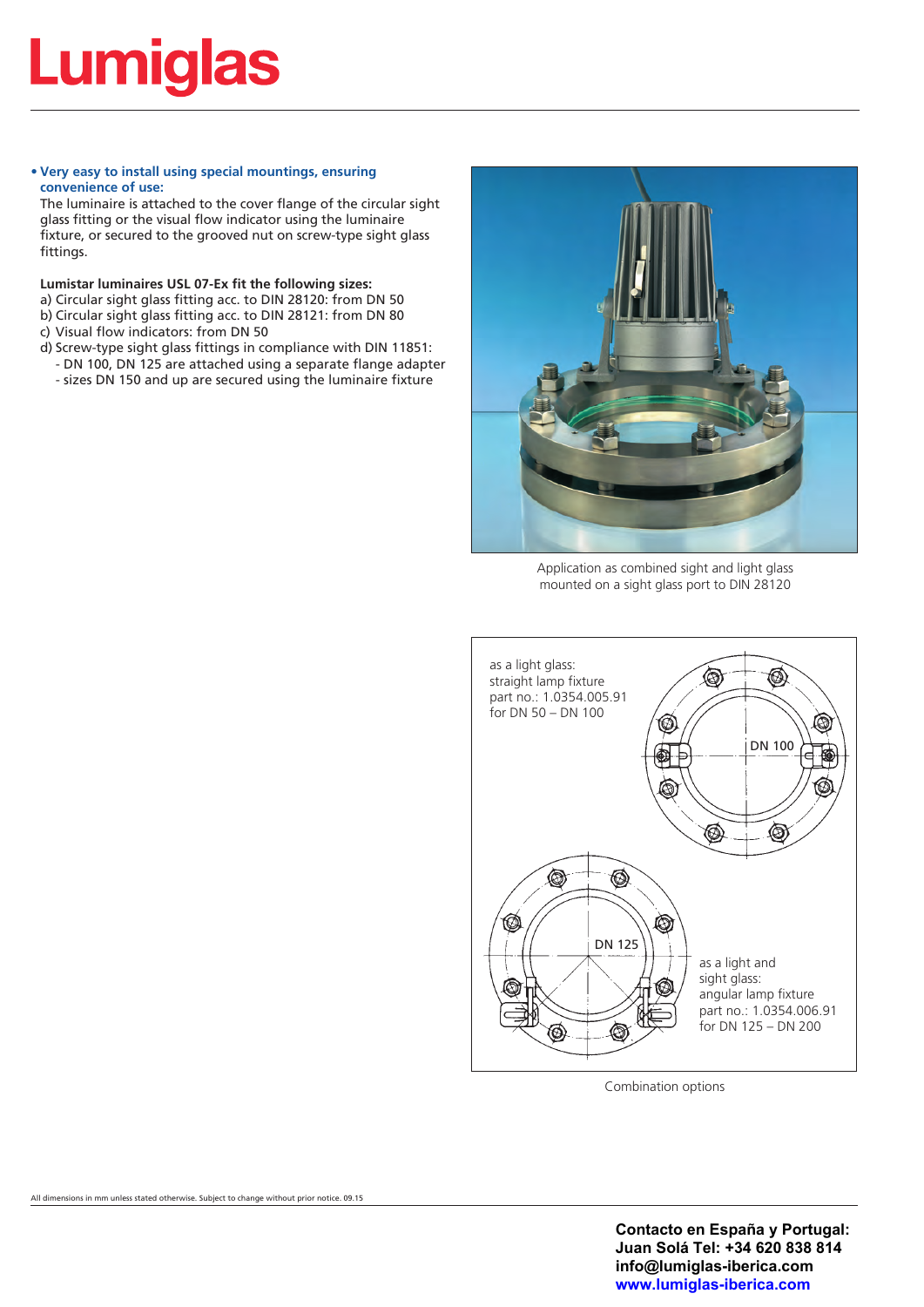# Lumiglas

- **Very easy to install using special mountings, ensuring convenience of use:**
  The luminaire is attached to the cover flange of the circular sight glass fitting or the visual flow indicator using the luminaire fixture, or secured to the grooved nut on screw-type sight glass fittings.

**Lumistar luminaires USL 07-Ex fit the following sizes:**

a) Circular sight glass fitting acc. to DIN 28120: from DN 50
b) Circular sight glass fitting acc. to DIN 28121: from DN 80
c) Visual flow indicators: from DN 50
d) Screw-type sight glass fittings in compliance with DIN 11851:
- DN 100, DN 125 are attached using a separate flange adapter
- sizes DN 150 and up are secured using the luminaire fixture

Application as combined sight and light glass mounted on a sight glass port to DIN 28120

as a light glass:
straight lamp fixture
part no.: 1.0354.005.91
for DN 50 – DN 100

DN 100

DN 125

as a light and sight glass:
angular lamp fixture
part no.: 1.0354.006.91
for DN 125 – DN 200

Combination options

All dimensions in mm unless stated otherwise. Subject to change without prior notice. 09.15

**Contacto en España y Portugal:**
**Juan Solá Tel: +34 620 838 814**
**info@lumiglas-iberica.com**
**www.lumiglas-iberica.com**